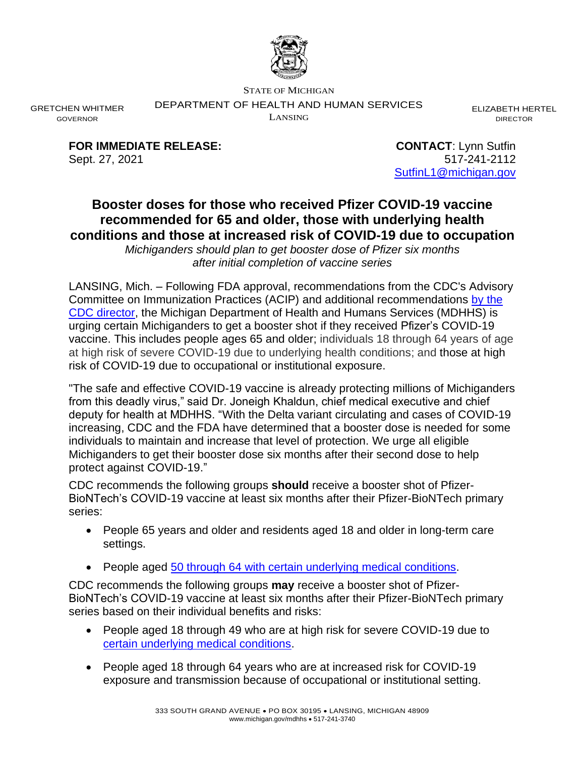STATE OF MICHIGAN

GRETCHEN WHITMER
GOVERNOR

DEPARTMENT OF HEALTH AND HUMAN SERVICES
LANSING

ELIZABETH HERTEL
DIRECTOR

**FOR IMMEDIATE RELEASE:**
Sept. 27, 2021

**CONTACT**: Lynn Sutfin
517-241-2112
SutfinL1@michigan.gov

# Booster doses for those who received Pfizer COVID-19 vaccine recommended for 65 and older, those with underlying health conditions and those at increased risk of COVID-19 due to occupation

*Michiganders should plan to get booster dose of Pfizer six months after initial completion of vaccine series*

LANSING, Mich. – Following FDA approval, recommendations from the CDC's Advisory Committee on Immunization Practices (ACIP) and additional recommendations by the CDC director, the Michigan Department of Health and Humans Services (MDHHS) is urging certain Michiganders to get a booster shot if they received Pfizer's COVID-19 vaccine. This includes people ages 65 and older; individuals 18 through 64 years of age at high risk of severe COVID-19 due to underlying health conditions; and those at high risk of COVID-19 due to occupational or institutional exposure.

"The safe and effective COVID-19 vaccine is already protecting millions of Michiganders from this deadly virus," said Dr. Joneigh Khaldun, chief medical executive and chief deputy for health at MDHHS. "With the Delta variant circulating and cases of COVID-19 increasing, CDC and the FDA have determined that a booster dose is needed for some individuals to maintain and increase that level of protection. We urge all eligible Michiganders to get their booster dose six months after their second dose to help protect against COVID-19."

CDC recommends the following groups **should** receive a booster shot of Pfizer-BioNTech's COVID-19 vaccine at least six months after their Pfizer-BioNTech primary series:

- People 65 years and older and residents aged 18 and older in long-term care settings.
- People aged 50 through 64 with certain underlying medical conditions.

CDC recommends the following groups **may** receive a booster shot of Pfizer-BioNTech's COVID-19 vaccine at least six months after their Pfizer-BioNTech primary series based on their individual benefits and risks:

- People aged 18 through 49 who are at high risk for severe COVID-19 due to certain underlying medical conditions.
- People aged 18 through 64 years who are at increased risk for COVID-19 exposure and transmission because of occupational or institutional setting.

333 SOUTH GRAND AVENUE • PO BOX 30195 • LANSING, MICHIGAN 48909
www.michigan.gov/mdhhs • 517-241-3740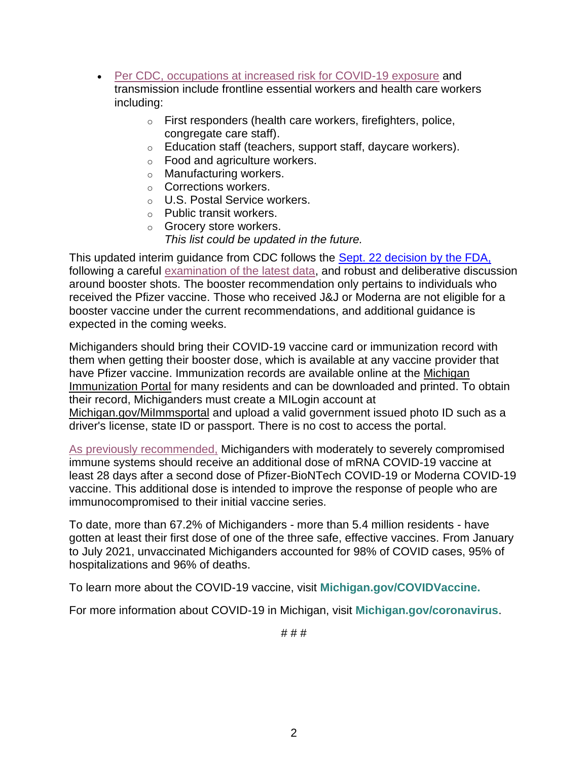- Per CDC, occupations at increased risk for COVID-19 exposure and transmission include frontline essential workers and health care workers including:
    - First responders (health care workers, firefighters, police, congregate care staff).
    - Education staff (teachers, support staff, daycare workers).
    - Food and agriculture workers.
    - Manufacturing workers.
    - Corrections workers.
    - U.S. Postal Service workers.
    - Public transit workers.
    - Grocery store workers.

      *This list could be updated in the future.*

This updated interim guidance from CDC follows the Sept. 22 decision by the FDA, following a careful examination of the latest data, and robust and deliberative discussion around booster shots. The booster recommendation only pertains to individuals who received the Pfizer vaccine. Those who received J&J or Moderna are not eligible for a booster vaccine under the current recommendations, and additional guidance is expected in the coming weeks.

Michiganders should bring their COVID-19 vaccine card or immunization record with them when getting their booster dose, which is available at any vaccine provider that have Pfizer vaccine. Immunization records are available online at the Michigan Immunization Portal for many residents and can be downloaded and printed. To obtain their record, Michiganders must create a MILogin account at Michigan.gov/MiImmsportal and upload a valid government issued photo ID such as a driver's license, state ID or passport. There is no cost to access the portal.

As previously recommended, Michiganders with moderately to severely compromised immune systems should receive an additional dose of mRNA COVID-19 vaccine at least 28 days after a second dose of Pfizer-BioNTech COVID-19 or Moderna COVID-19 vaccine. This additional dose is intended to improve the response of people who are immunocompromised to their initial vaccine series.

To date, more than 67.2% of Michiganders - more than 5.4 million residents - have gotten at least their first dose of one of the three safe, effective vaccines. From January to July 2021, unvaccinated Michiganders accounted for 98% of COVID cases, 95% of hospitalizations and 96% of deaths.

To learn more about the COVID-19 vaccine, visit **Michigan.gov/COVIDVaccine.**

For more information about COVID-19 in Michigan, visit **Michigan.gov/coronavirus**.

# # #